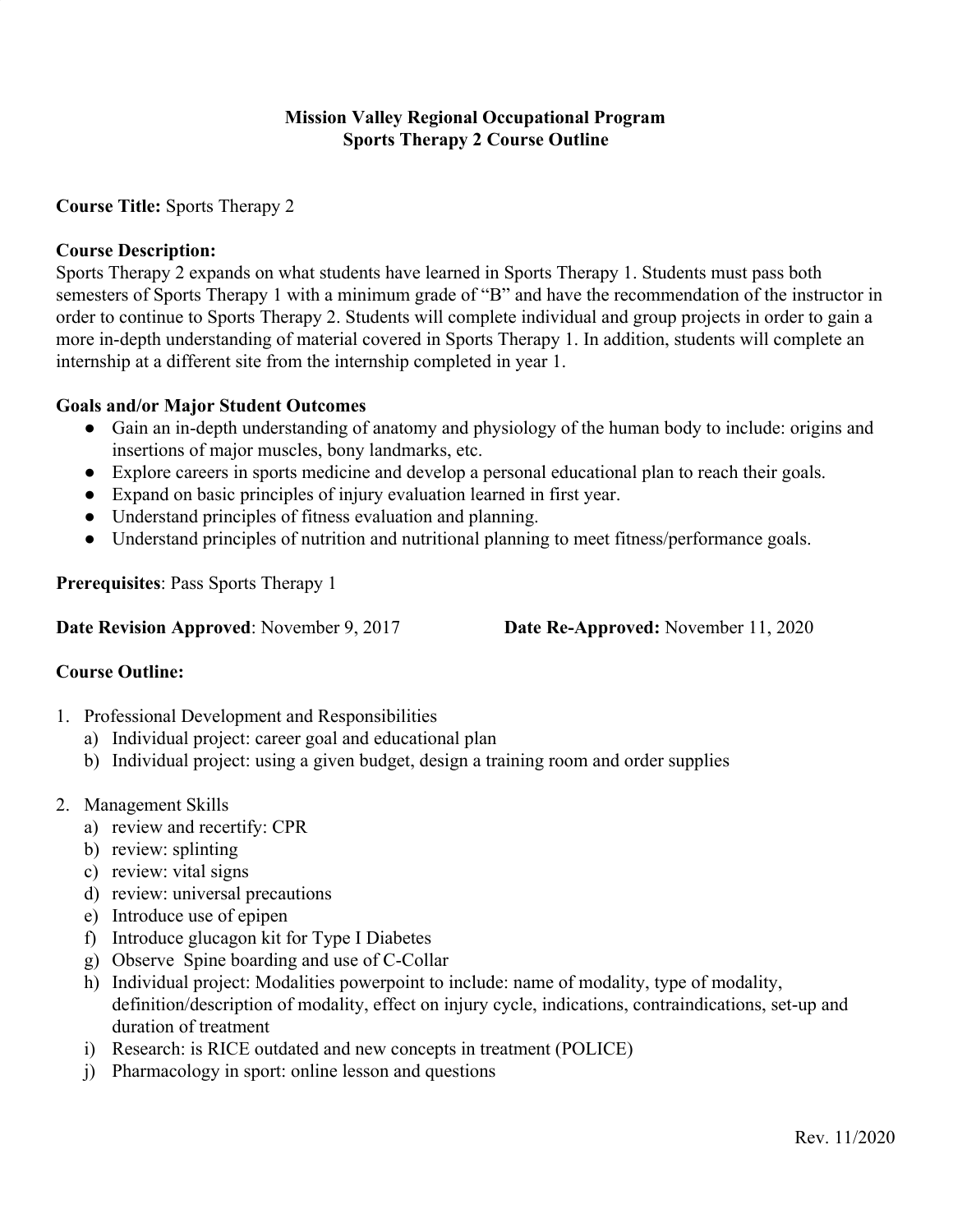**Mission Valley Regional Occupational Program**
**Sports Therapy 2 Course Outline**

**Course Title:** Sports Therapy 2

**Course Description:**
Sports Therapy 2 expands on what students have learned in Sports Therapy 1. Students must pass both semesters of Sports Therapy 1 with a minimum grade of "B" and have the recommendation of the instructor in order to continue to Sports Therapy 2. Students will complete individual and group projects in order to gain a more in-depth understanding of material covered in Sports Therapy 1. In addition, students will complete an internship at a different site from the internship completed in year 1.

**Goals and/or Major Student Outcomes**

- Gain an in-depth understanding of anatomy and physiology of the human body to include: origins and insertions of major muscles, bony landmarks, etc.
- Explore careers in sports medicine and develop a personal educational plan to reach their goals.
- Expand on basic principles of injury evaluation learned in first year.
- Understand principles of fitness evaluation and planning.
- Understand principles of nutrition and nutritional planning to meet fitness/performance goals.

**Prerequisites**: Pass Sports Therapy 1

**Date Revision Approved**: November 9, 2017 **Date Re-Approved:** November 11, 2020

**Course Outline:**

1. Professional Development and Responsibilities
   a) Individual project: career goal and educational plan
   b) Individual project: using a given budget, design a training room and order supplies

2. Management Skills
   a) review and recertify: CPR
   b) review: splinting
   c) review: vital signs
   d) review: universal precautions
   e) Introduce use of epipen
   f) Introduce glucagon kit for Type I Diabetes
   g) Observe Spine boarding and use of C-Collar
   h) Individual project: Modalities powerpoint to include: name of modality, type of modality, definition/description of modality, effect on injury cycle, indications, contraindications, set-up and duration of treatment
   i) Research: is RICE outdated and new concepts in treatment (POLICE)
   j) Pharmacology in sport: online lesson and questions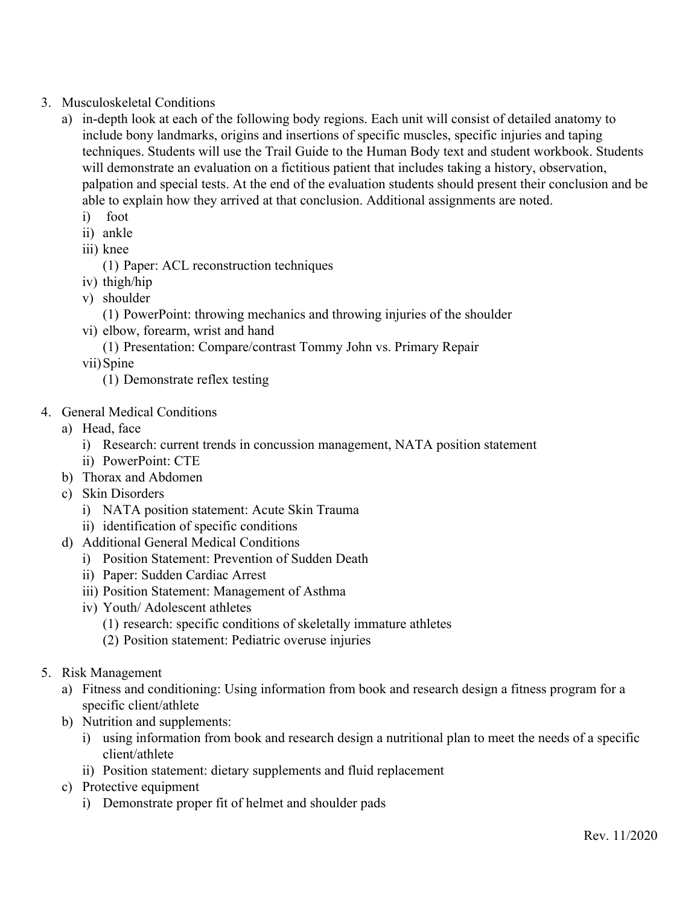3. Musculoskeletal Conditions
    a) in-depth look at each of the following body regions. Each unit will consist of detailed anatomy to include bony landmarks, origins and insertions of specific muscles, specific injuries and taping techniques. Students will use the Trail Guide to the Human Body text and student workbook. Students will demonstrate an evaluation on a fictitious patient that includes taking a history, observation, palpation and special tests. At the end of the evaluation students should present their conclusion and be able to explain how they arrived at that conclusion. Additional assignments are noted.
        i) foot
        ii) ankle
        iii) knee
            (1) Paper: ACL reconstruction techniques
        iv) thigh/hip
        v) shoulder
            (1) PowerPoint: throwing mechanics and throwing injuries of the shoulder
        vi) elbow, forearm, wrist and hand
            (1) Presentation: Compare/contrast Tommy John vs. Primary Repair
        vii) Spine
            (1) Demonstrate reflex testing

4. General Medical Conditions
    a) Head, face
        i) Research: current trends in concussion management, NATA position statement
        ii) PowerPoint: CTE
    b) Thorax and Abdomen
    c) Skin Disorders
        i) NATA position statement: Acute Skin Trauma
        ii) identification of specific conditions
    d) Additional General Medical Conditions
        i) Position Statement: Prevention of Sudden Death
        ii) Paper: Sudden Cardiac Arrest
        iii) Position Statement: Management of Asthma
        iv) Youth/ Adolescent athletes
            (1) research: specific conditions of skeletally immature athletes
            (2) Position statement: Pediatric overuse injuries

5. Risk Management
    a) Fitness and conditioning: Using information from book and research design a fitness program for a specific client/athlete
    b) Nutrition and supplements:
        i) using information from book and research design a nutritional plan to meet the needs of a specific client/athlete
        ii) Position statement: dietary supplements and fluid replacement
    c) Protective equipment
        i) Demonstrate proper fit of helmet and shoulder pads

Rev. 11/2020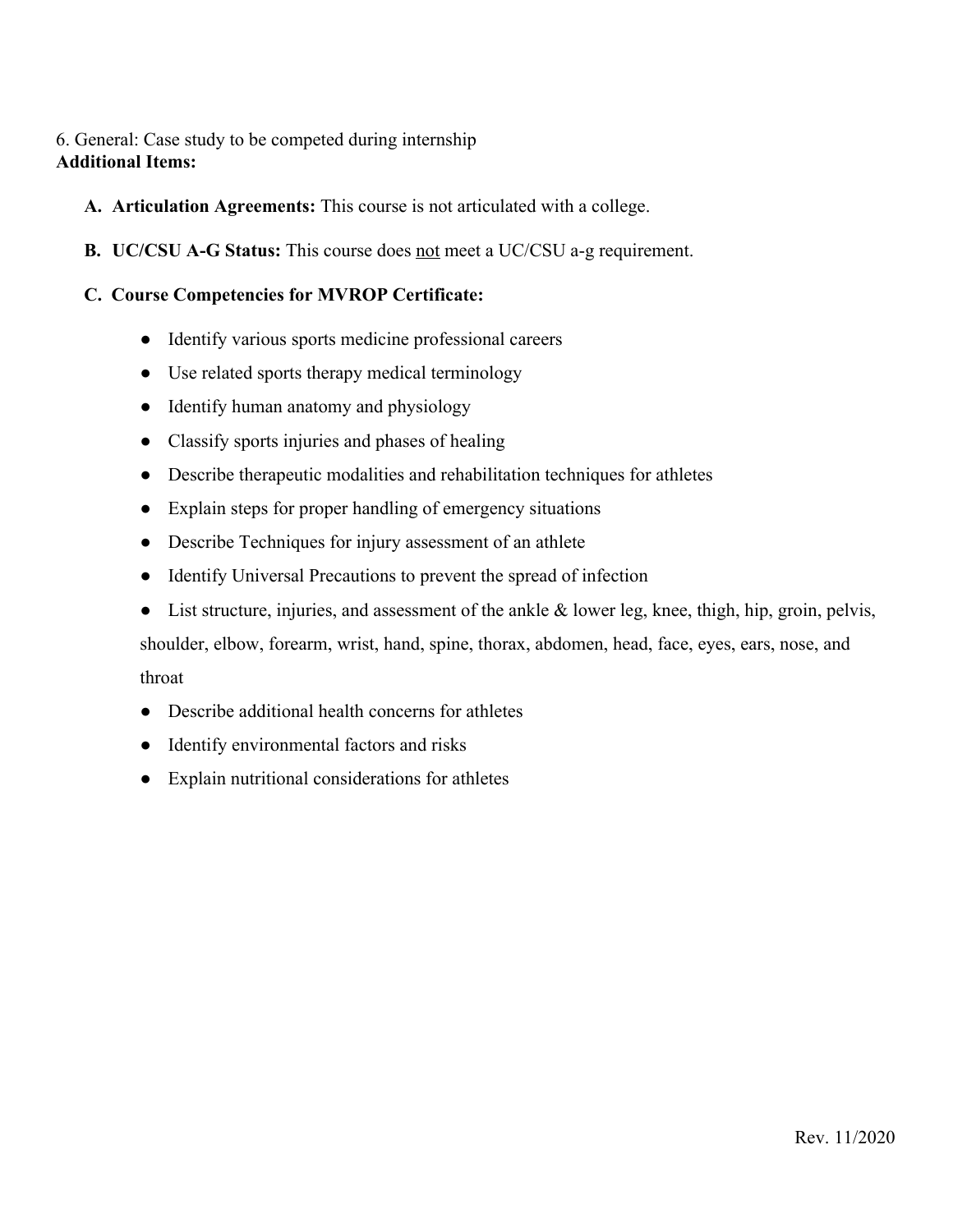6. General: Case study to be competed during internship

**Additional Items:**

A. **Articulation Agreements:** This course is not articulated with a college.

B. **UC/CSU A-G Status:** This course does not meet a UC/CSU a-g requirement.

C. **Course Competencies for MVROP Certificate:**

- Identify various sports medicine professional careers
- Use related sports therapy medical terminology
- Identify human anatomy and physiology
- Classify sports injuries and phases of healing
- Describe therapeutic modalities and rehabilitation techniques for athletes
- Explain steps for proper handling of emergency situations
- Describe Techniques for injury assessment of an athlete
- Identify Universal Precautions to prevent the spread of infection
- List structure, injuries, and assessment of the ankle & lower leg, knee, thigh, hip, groin, pelvis, shoulder, elbow, forearm, wrist, hand, spine, thorax, abdomen, head, face, eyes, ears, nose, and throat
- Describe additional health concerns for athletes
- Identify environmental factors and risks
- Explain nutritional considerations for athletes

Rev. 11/2020